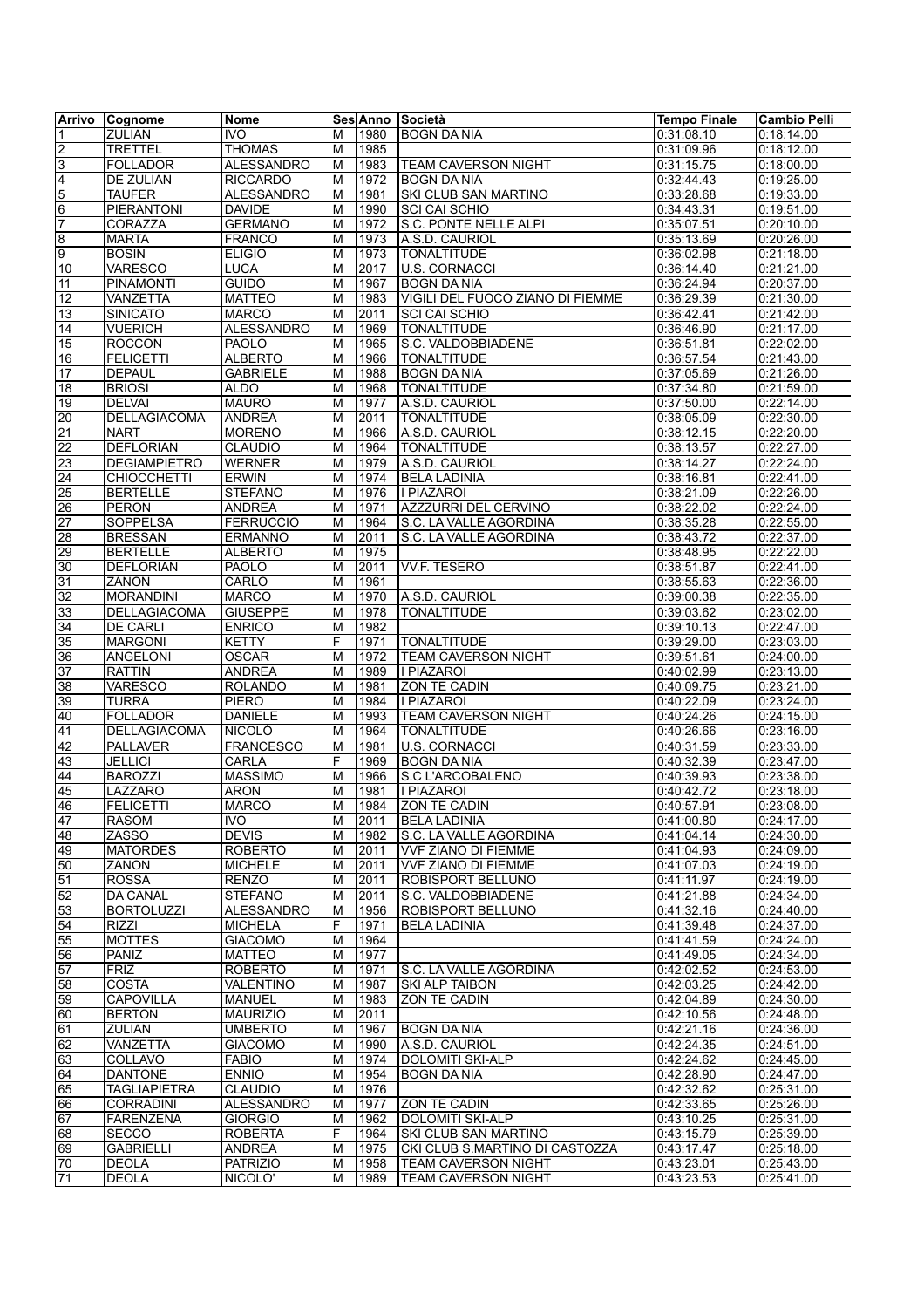| Arrivo | Cognome | Nome | Ses | Anno | Società | Tempo Finale | Cambio Pelli |
|---|---|---|---|---|---|---|---|
| 1 | ZULIAN | IVO | M | 1980 | BOGN DA NIA | 0:31:08.10 | 0:18:14.00 |
| 2 | TRETTEL | THOMAS | M | 1985 | | 0:31:09.96 | 0:18:12.00 |
| 3 | FOLLADOR | ALESSANDRO | M | 1983 | TEAM CAVERSON NIGHT | 0:31:15.75 | 0:18:00.00 |
| 4 | DE ZULIAN | RICCARDO | M | 1972 | BOGN DA NIA | 0:32:44.43 | 0:19:25.00 |
| 5 | TAUFER | ALESSANDRO | M | 1981 | SKI CLUB SAN MARTINO | 0:33:28.68 | 0:19:33.00 |
| 6 | PIERANTONI | DAVIDE | M | 1990 | SCI CAI SCHIO | 0:34:43.31 | 0:19:51.00 |
| 7 | CORAZZA | GERMANO | M | 1972 | S.C. PONTE NELLE ALPI | 0:35:07.51 | 0:20:10.00 |
| 8 | MARTA | FRANCO | M | 1973 | A.S.D. CAURIOL | 0:35:13.69 | 0:20:26.00 |
| 9 | BOSIN | ELIGIO | M | 1973 | TONALTITUDE | 0:36:02.98 | 0:21:18.00 |
| 10 | VARESCO | LUCA | M | 2017 | U.S. CORNACCI | 0:36:14.40 | 0:21:21.00 |
| 11 | PINAMONTI | GUIDO | M | 1967 | BOGN DA NIA | 0:36:24.94 | 0:20:37.00 |
| 12 | VANZETTA | MATTEO | M | 1983 | VIGILI DEL FUOCO ZIANO DI FIEMME | 0:36:29.39 | 0:21:30.00 |
| 13 | SINICATO | MARCO | M | 2011 | SCI CAI SCHIO | 0:36:42.41 | 0:21:42.00 |
| 14 | VUERICH | ALESSANDRO | M | 1969 | TONALTITUDE | 0:36:46.90 | 0:21:17.00 |
| 15 | ROCCON | PAOLO | M | 1965 | S.C. VALDOBBIADENE | 0:36:51.81 | 0:22:02.00 |
| 16 | FELICETTI | ALBERTO | M | 1966 | TONALTITUDE | 0:36:57.54 | 0:21:43.00 |
| 17 | DEPAUL | GABRIELE | M | 1988 | BOGN DA NIA | 0:37:05.69 | 0:21:26.00 |
| 18 | BRIOSI | ALDO | M | 1968 | TONALTITUDE | 0:37:34.80 | 0:21:59.00 |
| 19 | DELVAI | MAURO | M | 1977 | A.S.D. CAURIOL | 0:37:50.00 | 0:22:14.00 |
| 20 | DELLAGIACOMA | ANDREA | M | 2011 | TONALTITUDE | 0:38:05.09 | 0:22:30.00 |
| 21 | NART | MORENO | M | 1966 | A.S.D. CAURIOL | 0:38:12.15 | 0:22:20.00 |
| 22 | DEFLORIAN | CLAUDIO | M | 1964 | TONALTITUDE | 0:38:13.57 | 0:22:27.00 |
| 23 | DEGIAMPIETRO | WERNER | M | 1979 | A.S.D. CAURIOL | 0:38:14.27 | 0:22:24.00 |
| 24 | CHIOCCHETTI | ERWIN | M | 1974 | BELA LADINIA | 0:38:16.81 | 0:22:41.00 |
| 25 | BERTELLE | STEFANO | M | 1976 | I PIAZAROI | 0:38:21.09 | 0:22:26.00 |
| 26 | PERON | ANDREA | M | 1971 | AZZZURRI DEL CERVINO | 0:38:22.02 | 0:22:24.00 |
| 27 | SOPPELSA | FERRUCCIO | M | 1964 | S.C. LA VALLE AGORDINA | 0:38:35.28 | 0:22:55.00 |
| 28 | BRESSAN | ERMANNO | M | 2011 | S.C. LA VALLE AGORDINA | 0:38:43.72 | 0:22:37.00 |
| 29 | BERTELLE | ALBERTO | M | 1975 | | 0:38:48.95 | 0:22:22.00 |
| 30 | DEFLORIAN | PAOLO | M | 2011 | VV.F. TESERO | 0:38:51.87 | 0:22:41.00 |
| 31 | ZANON | CARLO | M | 1961 | | 0:38:55.63 | 0:22:36.00 |
| 32 | MORANDINI | MARCO | M | 1970 | A.S.D. CAURIOL | 0:39:00.38 | 0:22:35.00 |
| 33 | DELLAGIACOMA | GIUSEPPE | M | 1978 | TONALTITUDE | 0:39:03.62 | 0:23:02.00 |
| 34 | DE CARLI | ENRICO | M | 1982 | | 0:39:10.13 | 0:22:47.00 |
| 35 | MARGONI | KETTY | F | 1971 | TONALTITUDE | 0:39:29.00 | 0:23:03.00 |
| 36 | ANGELONI | OSCAR | M | 1972 | TEAM CAVERSON NIGHT | 0:39:51.61 | 0:24:00.00 |
| 37 | RATTIN | ANDREA | M | 1989 | I PIAZAROI | 0:40:02.99 | 0:23:13.00 |
| 38 | VARESCO | ROLANDO | M | 1981 | ZON TE CADIN | 0:40:09.75 | 0:23:21.00 |
| 39 | TURRA | PIERO | M | 1984 | I PIAZAROI | 0:40:22.09 | 0:23:24.00 |
| 40 | FOLLADOR | DANIELE | M | 1993 | TEAM CAVERSON NIGHT | 0:40:24.26 | 0:24:15.00 |
| 41 | DELLAGIACOMA | NICOLÒ | M | 1964 | TONALTITUDE | 0:40:26.66 | 0:23:16.00 |
| 42 | PALLAVER | FRANCESCO | M | 1981 | U.S. CORNACCI | 0:40:31.59 | 0:23:33.00 |
| 43 | JELLICI | CARLA | F | 1969 | BOGN DA NIA | 0:40:32.39 | 0:23:47.00 |
| 44 | BAROZZI | MASSIMO | M | 1966 | S.C L'ARCOBALENO | 0:40:39.93 | 0:23:38.00 |
| 45 | LAZZARO | ARON | M | 1981 | I PIAZAROI | 0:40:42.72 | 0:23:18.00 |
| 46 | FELICETTI | MARCO | M | 1984 | ZON TE CADIN | 0:40:57.91 | 0:23:08.00 |
| 47 | RASOM | IVO | M | 2011 | BELA LADINIA | 0:41:00.80 | 0:24:17.00 |
| 48 | ZASSO | DEVIS | M | 1982 | S.C. LA VALLE AGORDINA | 0:41:04.14 | 0:24:30.00 |
| 49 | MATORDES | ROBERTO | M | 2011 | VVF ZIANO DI FIEMME | 0:41:04.93 | 0:24:09.00 |
| 50 | ZANON | MICHELE | M | 2011 | VVF ZIANO DI FIEMME | 0:41:07.03 | 0:24:19.00 |
| 51 | ROSSA | RENZO | M | 2011 | ROBISPORT BELLUNO | 0:41:11.97 | 0:24:19.00 |
| 52 | DA CANAL | STEFANO | M | 2011 | S.C. VALDOBBIADENE | 0:41:21.88 | 0:24:34.00 |
| 53 | BORTOLUZZI | ALESSANDRO | M | 1956 | ROBISPORT BELLUNO | 0:41:32.16 | 0:24:40.00 |
| 54 | RIZZI | MICHELA | F | 1971 | BELA LADINIA | 0:41:39.48 | 0:24:37.00 |
| 55 | MOTTES | GIACOMO | M | 1964 | | 0:41:41.59 | 0:24:24.00 |
| 56 | PANIZ | MATTEO | M | 1977 | | 0:41:49.05 | 0:24:34.00 |
| 57 | FRIZ | ROBERTO | M | 1971 | S.C. LA VALLE AGORDINA | 0:42:02.52 | 0:24:53.00 |
| 58 | COSTA | VALENTINO | M | 1987 | SKI ALP TAIBON | 0:42:03.25 | 0:24:42.00 |
| 59 | CAPOVILLA | MANUEL | M | 1983 | ZON TE CADIN | 0:42:04.89 | 0:24:30.00 |
| 60 | BERTON | MAURIZIO | M | 2011 | | 0:42:10.56 | 0:24:48.00 |
| 61 | ZULIAN | UMBERTO | M | 1967 | BOGN DA NIA | 0:42:21.16 | 0:24:36.00 |
| 62 | VANZETTA | GIACOMO | M | 1990 | A.S.D. CAURIOL | 0:42:24.35 | 0:24:51.00 |
| 63 | COLLAVO | FABIO | M | 1974 | DOLOMITI SKI-ALP | 0:42:24.62 | 0:24:45.00 |
| 64 | DANTONE | ENNIO | M | 1954 | BOGN DA NIA | 0:42:28.90 | 0:24:47.00 |
| 65 | TAGLIAPIETRA | CLAUDIO | M | 1976 | | 0:42:32.62 | 0:25:31.00 |
| 66 | CORRADINI | ALESSANDRO | M | 1977 | ZON TE CADIN | 0:42:33.65 | 0:25:26.00 |
| 67 | FARENZENA | GIORGIO | M | 1962 | DOLOMITI SKI-ALP | 0:43:10.25 | 0:25:31.00 |
| 68 | SECCO | ROBERTA | F | 1964 | SKI CLUB SAN MARTINO | 0:43:15.79 | 0:25:39.00 |
| 69 | GABRIELLI | ANDREA | M | 1975 | CKI CLUB S.MARTINO DI CASTOZZA | 0:43:17.47 | 0:25:18.00 |
| 70 | DEOLA | PATRIZIO | M | 1958 | TEAM CAVERSON NIGHT | 0:43:23.01 | 0:25:43.00 |
| 71 | DEOLA | NICOLO' | M | 1989 | TEAM CAVERSON NIGHT | 0:43:23.53 | 0:25:41.00 |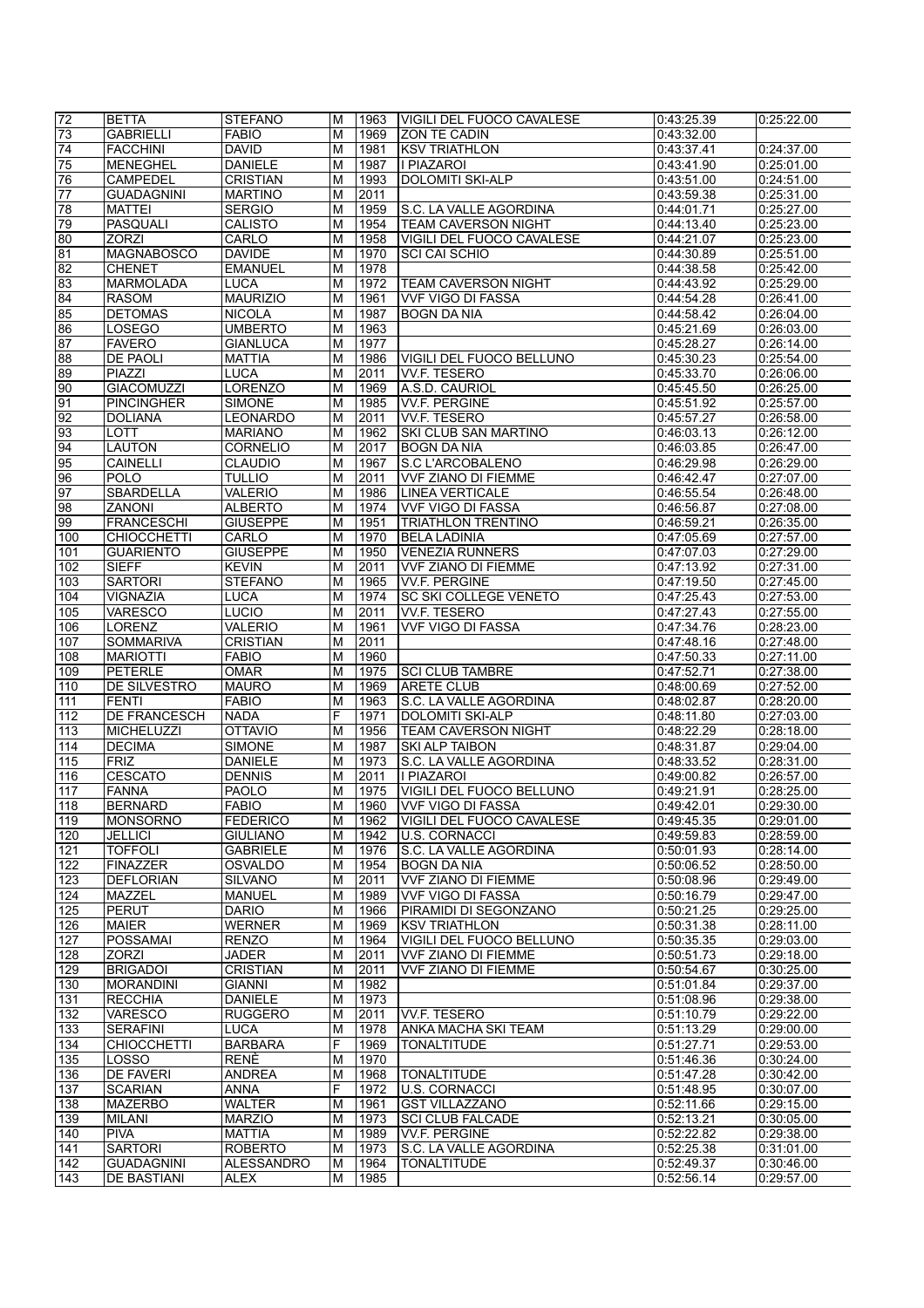| | | | | | | | |
|---|---|---|---|---|---|---|---|
| 72 | BETTA | STEFANO | M | 1963 | VIGILI DEL FUOCO CAVALESE | 0:43:25.39 | 0:25:22.00 |
| 73 | GABRIELLI | FABIO | M | 1969 | ZON TE CADIN | 0:43:32.00 | |
| 74 | FACCHINI | DAVID | M | 1981 | KSV TRIATHLON | 0:43:37.41 | 0:24:37.00 |
| 75 | MENEGHEL | DANIELE | M | 1987 | I PIAZAROI | 0:43:41.90 | 0:25:01.00 |
| 76 | CAMPEDEL | CRISTIAN | M | 1993 | DOLOMITI SKI-ALP | 0:43:51.00 | 0:24:51.00 |
| 77 | GUADAGNINI | MARTINO | M | 2011 | | 0:43:59.38 | 0:25:31.00 |
| 78 | MATTEI | SERGIO | M | 1959 | S.C. LA VALLE AGORDINA | 0:44:01.71 | 0:25:27.00 |
| 79 | PASQUALI | CALISTO | M | 1954 | TEAM CAVERSON NIGHT | 0:44:13.40 | 0:25:23.00 |
| 80 | ZORZI | CARLO | M | 1958 | VIGILI DEL FUOCO CAVALESE | 0:44:21.07 | 0:25:23.00 |
| 81 | MAGNABOSCO | DAVIDE | M | 1970 | SCI CAI SCHIO | 0:44:30.89 | 0:25:51.00 |
| 82 | CHENET | EMANUEL | M | 1978 | | 0:44:38.58 | 0:25:42.00 |
| 83 | MARMOLADA | LUCA | M | 1972 | TEAM CAVERSON NIGHT | 0:44:43.92 | 0:25:29.00 |
| 84 | RASOM | MAURIZIO | M | 1961 | VVF VIGO DI FASSA | 0:44:54.28 | 0:26:41.00 |
| 85 | DETOMAS | NICOLA | M | 1987 | BOGN DA NIA | 0:44:58.42 | 0:26:04.00 |
| 86 | LOSEGO | UMBERTO | M | 1963 | | 0:45:21.69 | 0:26:03.00 |
| 87 | FAVERO | GIANLUCA | M | 1977 | | 0:45:28.27 | 0:26:14.00 |
| 88 | DE PAOLI | MATTIA | M | 1986 | VIGILI DEL FUOCO BELLUNO | 0:45:30.23 | 0:25:54.00 |
| 89 | PIAZZI | LUCA | M | 2011 | VV.F. TESERO | 0:45:33.70 | 0:26:06.00 |
| 90 | GIACOMUZZI | LORENZO | M | 1969 | A.S.D. CAURIOL | 0:45:45.50 | 0:26:25.00 |
| 91 | PINCINGHER | SIMONE | M | 1985 | VV.F. PERGINE | 0:45:51.92 | 0:25:57.00 |
| 92 | DOLIANA | LEONARDO | M | 2011 | VV.F. TESERO | 0:45:57.27 | 0:26:58.00 |
| 93 | LOTT | MARIANO | M | 1962 | SKI CLUB SAN MARTINO | 0:46:03.13 | 0:26:12.00 |
| 94 | LAUTON | CORNELIO | M | 2017 | BOGN DA NIA | 0:46:03.85 | 0:26:47.00 |
| 95 | CAINELLI | CLAUDIO | M | 1967 | S.C L'ARCOBALENO | 0:46:29.98 | 0:26:29.00 |
| 96 | POLO | TULLIO | M | 2011 | VVF ZIANO DI FIEMME | 0:46:42.47 | 0:27:07.00 |
| 97 | SBARDELLA | VALERIO | M | 1986 | LINEA VERTICALE | 0:46:55.54 | 0:26:48.00 |
| 98 | ZANONI | ALBERTO | M | 1974 | VVF VIGO DI FASSA | 0:46:56.87 | 0:27:08.00 |
| 99 | FRANCESCHI | GIUSEPPE | M | 1951 | TRIATHLON TRENTINO | 0:46:59.21 | 0:26:35.00 |
| 100 | CHIOCCHETTI | CARLO | M | 1970 | BELA LADINIA | 0:47:05.69 | 0:27:57.00 |
| 101 | GUARIENTO | GIUSEPPE | M | 1950 | VENEZIA RUNNERS | 0:47:07.03 | 0:27:29.00 |
| 102 | SIEFF | KEVIN | M | 2011 | VVF ZIANO DI FIEMME | 0:47:13.92 | 0:27:31.00 |
| 103 | SARTORI | STEFANO | M | 1965 | VV.F. PERGINE | 0:47:19.50 | 0:27:45.00 |
| 104 | VIGNAZIA | LUCA | M | 1974 | SC SKI COLLEGE VENETO | 0:47:25.43 | 0:27:53.00 |
| 105 | VARESCO | LUCIO | M | 2011 | VV.F. TESERO | 0:47:27.43 | 0:27:55.00 |
| 106 | LORENZ | VALERIO | M | 1961 | VVF VIGO DI FASSA | 0:47:34.76 | 0:28:23.00 |
| 107 | SOMMARIVA | CRISTIAN | M | 2011 | | 0:47:48.16 | 0:27:48.00 |
| 108 | MARIOTTI | FABIO | M | 1960 | | 0:47:50.33 | 0:27:11.00 |
| 109 | PETERLE | OMAR | M | 1975 | SCI CLUB TAMBRE | 0:47:52.71 | 0:27:38.00 |
| 110 | DE SILVESTRO | MAURO | M | 1969 | ARETE CLUB | 0:48:00.69 | 0:27:52.00 |
| 111 | FENTI | FABIO | M | 1963 | S.C. LA VALLE AGORDINA | 0:48:02.87 | 0:28:20.00 |
| 112 | DE FRANCESCH | NADA | F | 1971 | DOLOMITI SKI-ALP | 0:48:11.80 | 0:27:03.00 |
| 113 | MICHELUZZI | OTTAVIO | M | 1956 | TEAM CAVERSON NIGHT | 0:48:22.29 | 0:28:18.00 |
| 114 | DECIMA | SIMONE | M | 1987 | SKI ALP TAIBON | 0:48:31.87 | 0:29:04.00 |
| 115 | FRIZ | DANIELE | M | 1973 | S.C. LA VALLE AGORDINA | 0:48:33.52 | 0:28:31.00 |
| 116 | CESCATO | DENNIS | M | 2011 | I PIAZAROI | 0:49:00.82 | 0:26:57.00 |
| 117 | FANNA | PAOLO | M | 1975 | VIGILI DEL FUOCO BELLUNO | 0:49:21.91 | 0:28:25.00 |
| 118 | BERNARD | FABIO | M | 1960 | VVF VIGO DI FASSA | 0:49:42.01 | 0:29:30.00 |
| 119 | MONSORNO | FEDERICO | M | 1962 | VIGILI DEL FUOCO CAVALESE | 0:49:45.35 | 0:29:01.00 |
| 120 | JELLICI | GIULIANO | M | 1942 | U.S. CORNACCI | 0:49:59.83 | 0:28:59.00 |
| 121 | TOFFOLI | GABRIELE | M | 1976 | S.C. LA VALLE AGORDINA | 0:50:01.93 | 0:28:14.00 |
| 122 | FINAZZER | OSVALDO | M | 1954 | BOGN DA NIA | 0:50:06.52 | 0:28:50.00 |
| 123 | DEFLORIAN | SILVANO | M | 2011 | VVF ZIANO DI FIEMME | 0:50:08.96 | 0:29:49.00 |
| 124 | MAZZEL | MANUEL | M | 1989 | VVF VIGO DI FASSA | 0:50:16.79 | 0:29:47.00 |
| 125 | PERUT | DARIO | M | 1966 | PIRAMIDI DI SEGONZANO | 0:50:21.25 | 0:29:25.00 |
| 126 | MAIER | WERNER | M | 1969 | KSV TRIATHLON | 0:50:31.38 | 0:28:11.00 |
| 127 | POSSAMAI | RENZO | M | 1964 | VIGILI DEL FUOCO BELLUNO | 0:50:35.35 | 0:29:03.00 |
| 128 | ZORZI | JADER | M | 2011 | VVF ZIANO DI FIEMME | 0:50:51.73 | 0:29:18.00 |
| 129 | BRIGADOI | CRISTIAN | M | 2011 | VVF ZIANO DI FIEMME | 0:50:54.67 | 0:30:25.00 |
| 130 | MORANDINI | GIANNI | M | 1982 | | 0:51:01.84 | 0:29:37.00 |
| 131 | RECCHIA | DANIELE | M | 1973 | | 0:51:08.96 | 0:29:38.00 |
| 132 | VARESCO | RUGGERO | M | 2011 | VV.F. TESERO | 0:51:10.79 | 0:29:22.00 |
| 133 | SERAFINI | LUCA | M | 1978 | ANKA MACHA SKI TEAM | 0:51:13.29 | 0:29:00.00 |
| 134 | CHIOCCHETTI | BARBARA | F | 1969 | TONALTITUDE | 0:51:27.71 | 0:29:53.00 |
| 135 | LOSSO | RENÈ | M | 1970 | | 0:51:46.36 | 0:30:24.00 |
| 136 | DE FAVERI | ANDREA | M | 1968 | TONALTITUDE | 0:51:47.28 | 0:30:42.00 |
| 137 | SCARIAN | ANNA | F | 1972 | U.S. CORNACCI | 0:51:48.95 | 0:30:07.00 |
| 138 | MAZERBO | WALTER | M | 1961 | GST VILLAZZANO | 0:52:11.66 | 0:29:15.00 |
| 139 | MILANI | MARZIO | M | 1973 | SCI CLUB FALCADE | 0:52:13.21 | 0:30:05.00 |
| 140 | PIVA | MATTIA | M | 1989 | VV.F. PERGINE | 0:52:22.82 | 0:29:38.00 |
| 141 | SARTORI | ROBERTO | M | 1973 | S.C. LA VALLE AGORDINA | 0:52:25.38 | 0:31:01.00 |
| 142 | GUADAGNINI | ALESSANDRO | M | 1964 | TONALTITUDE | 0:52:49.37 | 0:30:46.00 |
| 143 | DE BASTIANI | ALEX | M | 1985 | | 0:52:56.14 | 0:29:57.00 |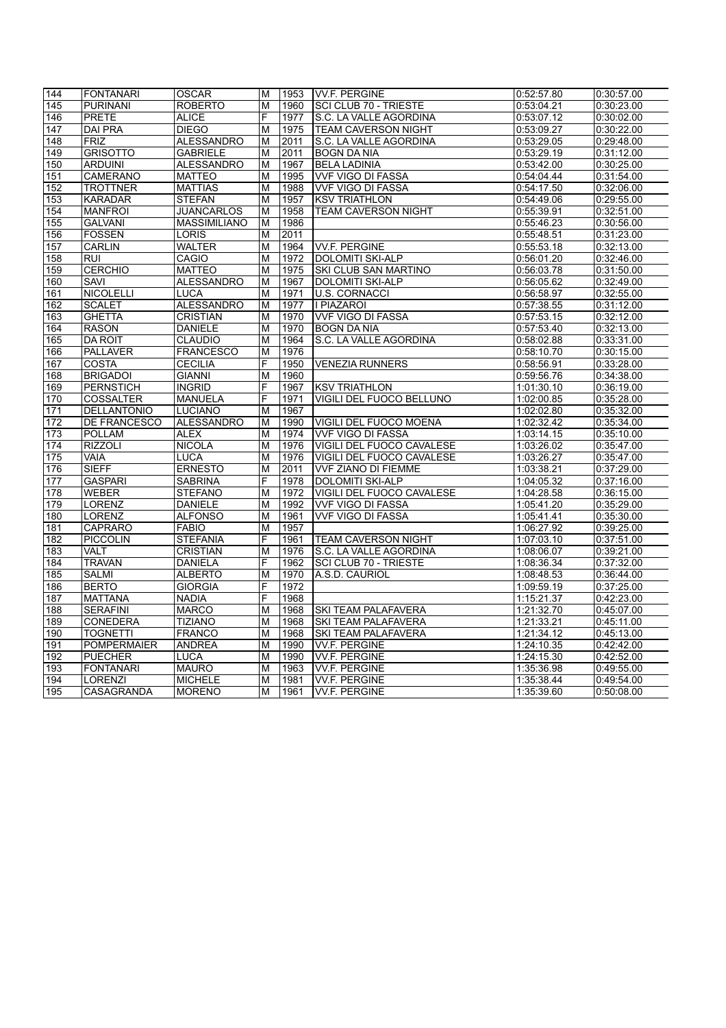| | | | | | | | |
|---|---|---|---|---|---|---|---|
| 144 | FONTANARI | OSCAR | M | 1953 | VV.F. PERGINE | 0:52:57.80 | 0:30:57.00 |
| 145 | PURINANI | ROBERTO | M | 1960 | SCI CLUB 70 - TRIESTE | 0:53:04.21 | 0:30:23.00 |
| 146 | PRETE | ALICE | F | 1977 | S.C. LA VALLE AGORDINA | 0:53:07.12 | 0:30:02.00 |
| 147 | DAI PRA | DIEGO | M | 1975 | TEAM CAVERSON NIGHT | 0:53:09.27 | 0:30:22.00 |
| 148 | FRIZ | ALESSANDRO | M | 2011 | S.C. LA VALLE AGORDINA | 0:53:29.05 | 0:29:48.00 |
| 149 | GRISOTTO | GABRIELE | M | 2011 | BOGN DA NIA | 0:53:29.19 | 0:31:12.00 |
| 150 | ARDUINI | ALESSANDRO | M | 1967 | BELA LADINIA | 0:53:42.00 | 0:30:25.00 |
| 151 | CAMERANO | MATTEO | M | 1995 | VVF VIGO DI FASSA | 0:54:04.44 | 0:31:54.00 |
| 152 | TROTTNER | MATTIAS | M | 1988 | VVF VIGO DI FASSA | 0:54:17.50 | 0:32:06.00 |
| 153 | KARADAR | STEFAN | M | 1957 | KSV TRIATHLON | 0:54:49.06 | 0:29:55.00 |
| 154 | MANFROI | JUANCARLOS | M | 1958 | TEAM CAVERSON NIGHT | 0:55:39.91 | 0:32:51.00 |
| 155 | GALVANI | MASSIMILIANO | M | 1986 | | 0:55:46.23 | 0:30:56.00 |
| 156 | FOSSEN | LORIS | M | 2011 | | 0:55:48.51 | 0:31:23.00 |
| 157 | CARLIN | WALTER | M | 1964 | VV.F. PERGINE | 0:55:53.18 | 0:32:13.00 |
| 158 | RUI | CAGIO | M | 1972 | DOLOMITI SKI-ALP | 0:56:01.20 | 0:32:46.00 |
| 159 | CERCHIO | MATTEO | M | 1975 | SKI CLUB SAN MARTINO | 0:56:03.78 | 0:31:50.00 |
| 160 | SAVI | ALESSANDRO | M | 1967 | DOLOMITI SKI-ALP | 0:56:05.62 | 0:32:49.00 |
| 161 | NICOLELLI | LUCA | M | 1971 | U.S. CORNACCI | 0:56:58.97 | 0:32:55.00 |
| 162 | SCALET | ALESSANDRO | M | 1977 | I PIAZAROI | 0:57:38.55 | 0:31:12.00 |
| 163 | GHETTA | CRISTIAN | M | 1970 | VVF VIGO DI FASSA | 0:57:53.15 | 0:32:12.00 |
| 164 | RASON | DANIELE | M | 1970 | BOGN DA NIA | 0:57:53.40 | 0:32:13.00 |
| 165 | DA ROIT | CLAUDIO | M | 1964 | S.C. LA VALLE AGORDINA | 0:58:02.88 | 0:33:31.00 |
| 166 | PALLAVER | FRANCESCO | M | 1976 | | 0:58:10.70 | 0:30:15.00 |
| 167 | COSTA | CECILIA | F | 1950 | VENEZIA RUNNERS | 0:58:56.91 | 0:33:28.00 |
| 168 | BRIGADOI | GIANNI | M | 1960 | | 0:59:56.76 | 0:34:38.00 |
| 169 | PERNSTICH | INGRID | F | 1967 | KSV TRIATHLON | 1:01:30.10 | 0:36:19.00 |
| 170 | COSSALTER | MANUELA | F | 1971 | VIGILI DEL FUOCO BELLUNO | 1:02:00.85 | 0:35:28.00 |
| 171 | DELLANTONIO | LUCIANO | M | 1967 | | 1:02:02.80 | 0:35:32.00 |
| 172 | DE FRANCESCO | ALESSANDRO | M | 1990 | VIGILI DEL FUOCO MOENA | 1:02:32.42 | 0:35:34.00 |
| 173 | POLLAM | ALEX | M | 1974 | VVF VIGO DI FASSA | 1:03:14.15 | 0:35:10.00 |
| 174 | RIZZOLI | NICOLA | M | 1976 | VIGILI DEL FUOCO CAVALESE | 1:03:26.02 | 0:35:47.00 |
| 175 | VAIA | LUCA | M | 1976 | VIGILI DEL FUOCO CAVALESE | 1:03:26.27 | 0:35:47.00 |
| 176 | SIEFF | ERNESTO | M | 2011 | VVF ZIANO DI FIEMME | 1:03:38.21 | 0:37:29.00 |
| 177 | GASPARI | SABRINA | F | 1978 | DOLOMITI SKI-ALP | 1:04:05.32 | 0:37:16.00 |
| 178 | WEBER | STEFANO | M | 1972 | VIGILI DEL FUOCO CAVALESE | 1:04:28.58 | 0:36:15.00 |
| 179 | LORENZ | DANIELE | M | 1992 | VVF VIGO DI FASSA | 1:05:41.20 | 0:35:29.00 |
| 180 | LORENZ | ALFONSO | M | 1961 | VVF VIGO DI FASSA | 1:05:41.41 | 0:35:30.00 |
| 181 | CAPRARO | FABIO | M | 1957 | | 1:06:27.92 | 0:39:25.00 |
| 182 | PICCOLIN | STEFANIA | F | 1961 | TEAM CAVERSON NIGHT | 1:07:03.10 | 0:37:51.00 |
| 183 | VALT | CRISTIAN | M | 1976 | S.C. LA VALLE AGORDINA | 1:08:06.07 | 0:39:21.00 |
| 184 | TRAVAN | DANIELA | F | 1962 | SCI CLUB 70 - TRIESTE | 1:08:36.34 | 0:37:32.00 |
| 185 | SALMI | ALBERTO | M | 1970 | A.S.D. CAURIOL | 1:08:48.53 | 0:36:44.00 |
| 186 | BERTO | GIORGIA | F | 1972 | | 1:09:59.19 | 0:37:25.00 |
| 187 | MATTANA | NADIA | F | 1968 | | 1:15:21.37 | 0:42:23.00 |
| 188 | SERAFINI | MARCO | M | 1968 | SKI TEAM PALAFAVERA | 1:21:32.70 | 0:45:07.00 |
| 189 | CONEDERA | TIZIANO | M | 1968 | SKI TEAM PALAFAVERA | 1:21:33.21 | 0:45:11.00 |
| 190 | TOGNETTI | FRANCO | M | 1968 | SKI TEAM PALAFAVERA | 1:21:34.12 | 0:45:13.00 |
| 191 | POMPERMAIER | ANDREA | M | 1990 | VV.F. PERGINE | 1:24:10.35 | 0:42:42.00 |
| 192 | PUECHER | LUCA | M | 1990 | VV.F. PERGINE | 1:24:15.30 | 0:42:52.00 |
| 193 | FONTANARI | MAURO | M | 1963 | VV.F. PERGINE | 1:35:36.98 | 0:49:55.00 |
| 194 | LORENZI | MICHELE | M | 1981 | VV.F. PERGINE | 1:35:38.44 | 0:49:54.00 |
| 195 | CASAGRANDA | MORENO | M | 1961 | VV.F. PERGINE | 1:35:39.60 | 0:50:08.00 |